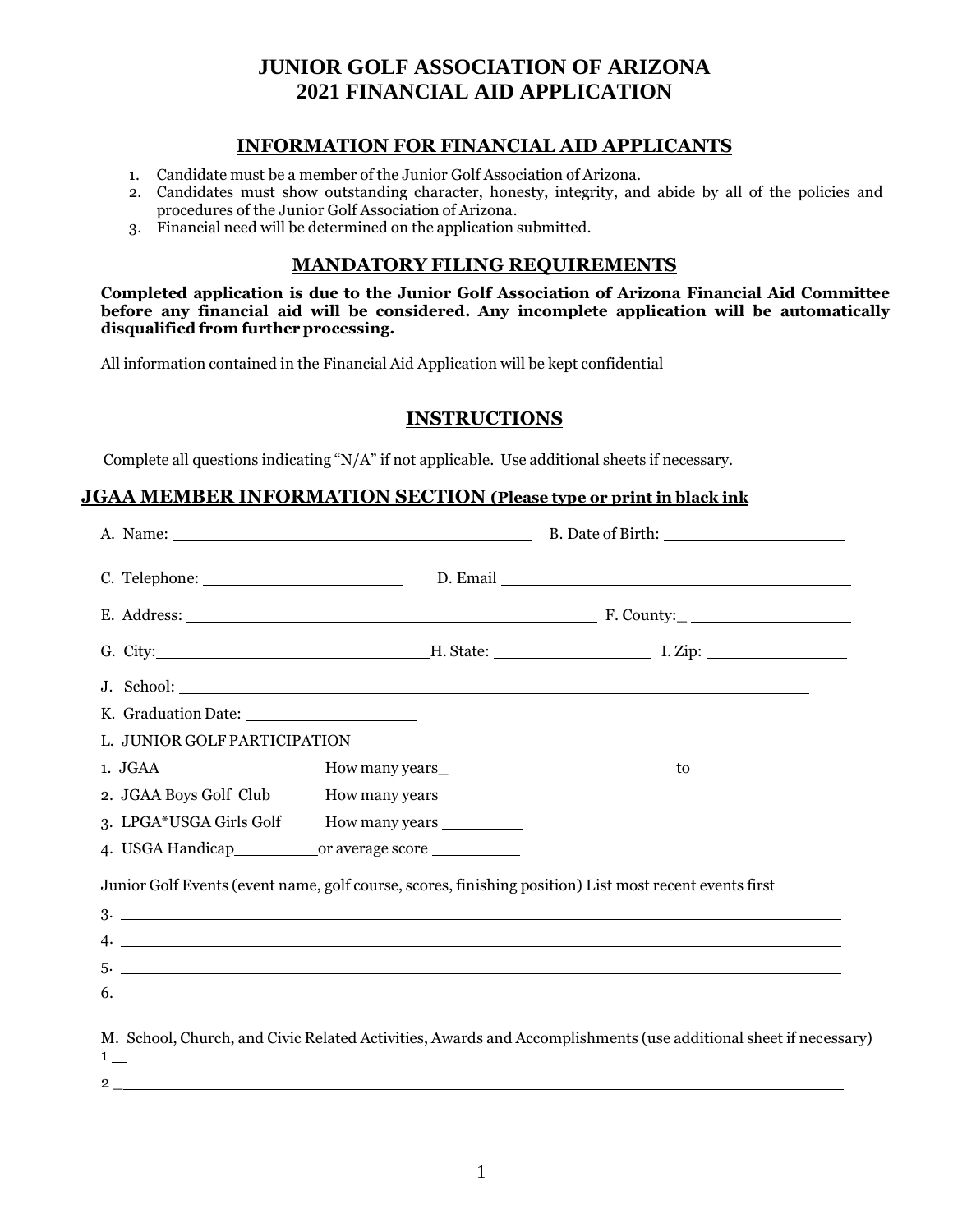# JUNIOR GOLF ASSOCIATION OF ARIZONA
# 2021 FINANCIAL AID APPLICATION

## INFORMATION FOR FINANCIAL AID APPLICANTS

1. Candidate must be a member of the Junior Golf Association of Arizona.
2. Candidates must show outstanding character, honesty, integrity, and abide by all of the policies and procedures of the Junior Golf Association of Arizona.
3. Financial need will be determined on the application submitted.

## MANDATORY FILING REQUIREMENTS

**Completed application is due to the Junior Golf Association of Arizona Financial Aid Committee before any financial aid will be considered. Any incomplete application will be automatically disqualified from further processing.**

All information contained in the Financial Aid Application will be kept confidential

## INSTRUCTIONS

Complete all questions indicating "N/A" if not applicable. Use additional sheets if necessary.

## JGAA MEMBER INFORMATION SECTION (Please type or print in black ink

A. Name: ______________________________ B. Date of Birth: ______________

C. Telephone: ________________ D. Email ______________________________

E. Address: ____________________________________ F. County:_ ______________

G. City: ______________________ H. State: ______________ I. Zip: ____________

J. School: ______________________________________________________

K. Graduation Date: ______________

L. JUNIOR GOLF PARTICIPATION

1. JGAA How many years_________ _____________to __________
2. JGAA Boys Golf Club How many years _________
3. LPGA*USGA Girls Golf How many years _________
4. USGA Handicap_________or average score __________

Junior Golf Events (event name, golf course, scores, finishing position) List most recent events first

3. ______________________________________________________________
4. ______________________________________________________________
5. ______________________________________________________________
6. ______________________________________________________________

M. School, Church, and Civic Related Activities, Awards and Accomplishments (use additional sheet if necessary)

1 __

2 ______________________________________________________________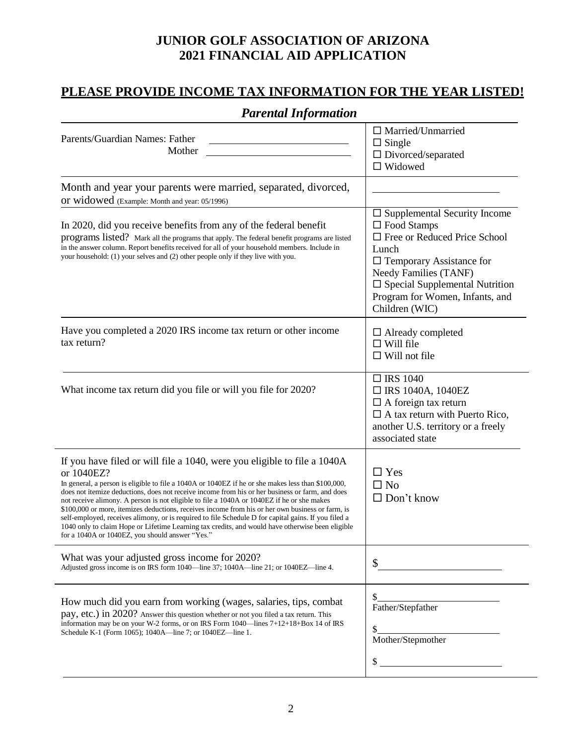# JUNIOR GOLF ASSOCIATION OF ARIZONA
# 2021 FINANCIAL AID APPLICATION

## PLEASE PROVIDE INCOME TAX INFORMATION FOR THE YEAR LISTED!

### *Parental Information*

| | |
|---|---|
| Parents/Guardian Names: Father \_\_\_\_\_\_\_\_\_\_\_\_\_\_\_\_\_\_\_\_ <br> Mother \_\_\_\_\_\_\_\_\_\_\_\_\_\_\_\_\_\_\_\_ | ☐ Married/Unmarried <br> ☐ Single <br> ☐ Divorced/separated <br> ☐ Widowed |
| Month and year your parents were married, separated, divorced, or widowed (Example: Month and year: 05/1996) | \_\_\_\_\_\_\_\_\_\_\_\_\_\_\_\_\_\_\_\_ |
| In 2020, did you receive benefits from any of the federal benefit programs listed? Mark all the programs that apply. The federal benefit programs are listed in the answer column. Report benefits received for all of your household members. Include in your household: (1) your selves and (2) other people only if they live with you. | ☐ Supplemental Security Income <br> ☐ Food Stamps <br> ☐ Free or Reduced Price School Lunch <br> ☐ Temporary Assistance for Needy Families (TANF) <br> ☐ Special Supplemental Nutrition Program for Women, Infants, and Children (WIC) |
| Have you completed a 2020 IRS income tax return or other income tax return? | ☐ Already completed <br> ☐ Will file <br> ☐ Will not file |
| What income tax return did you file or will you file for 2020? | ☐ IRS 1040 <br> ☐ IRS 1040A, 1040EZ <br> ☐ A foreign tax return <br> ☐ A tax return with Puerto Rico, another U.S. territory or a freely associated state |
| If you have filed or will file a 1040, were you eligible to file a 1040A or 1040EZ? <br> In general, a person is eligible to file a 1040A or 1040EZ if he or she makes less than $100,000, does not itemize deductions, does not receive income from his or her business or farm, and does not receive alimony. A person is not eligible to file a 1040A or 1040EZ if he or she makes $100,000 or more, itemizes deductions, receives income from his or her own business or farm, is self-employed, receives alimony, or is required to file Schedule D for capital gains. If you filed a 1040 only to claim Hope or Lifetime Learning tax credits, and would have otherwise been eligible for a 1040A or 1040EZ, you should answer "Yes." | ☐ Yes <br> ☐ No <br> ☐ Don't know |
| What was your adjusted gross income for 2020? <br> Adjusted gross income is on IRS form 1040—line 37; 1040A—line 21; or 1040EZ—line 4. | $\_\_\_\_\_\_\_\_\_\_\_\_\_\_\_\_\_\_\_\_ |
| How much did you earn from working (wages, salaries, tips, combat pay, etc.) in 2020? Answer this question whether or not you filed a tax return. This information may be on your W-2 forms, or on IRS Form 1040—lines 7+12+18+Box 14 of IRS Schedule K-1 (Form 1065); 1040A—line 7; or 1040EZ—line 1. | $\_\_\_\_\_\_\_\_\_\_\_\_\_\_\_\_\_\_\_\_ <br> Father/Stepfather <br> $\_\_\_\_\_\_\_\_\_\_\_\_\_\_\_\_\_\_\_\_ <br> Mother/Stepmother <br> $\_\_\_\_\_\_\_\_\_\_\_\_\_\_\_\_\_\_\_\_ |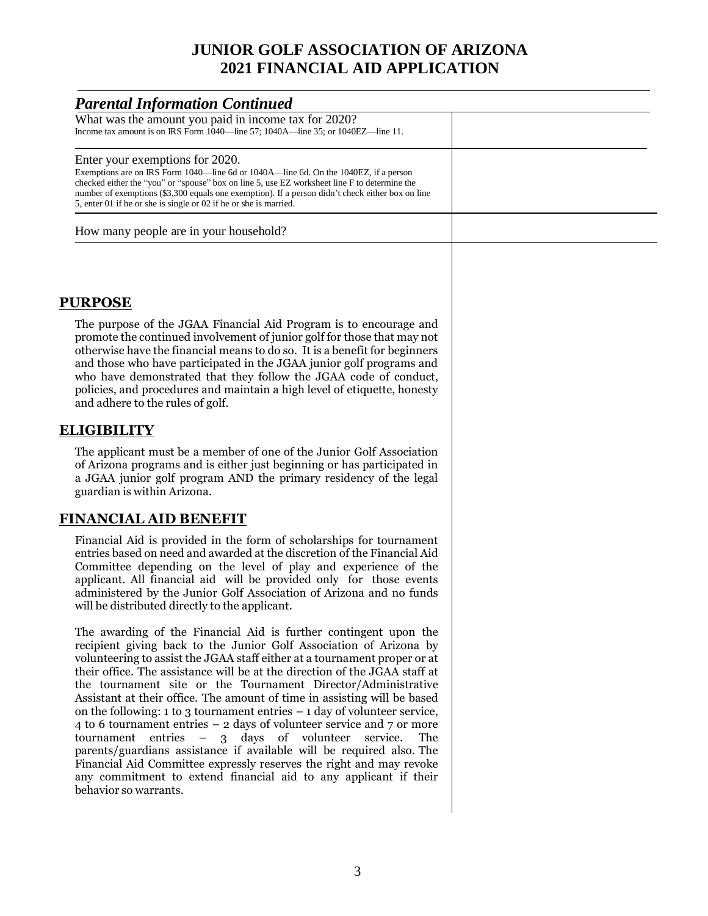# JUNIOR GOLF ASSOCIATION OF ARIZONA
# 2021 FINANCIAL AID APPLICATION

## *Parental Information Continued*

| | |
|---|---|
| What was the amount you paid in income tax for 2020?<br>Income tax amount is on IRS Form 1040—line 57; 1040A—line 35; or 1040EZ—line 11. | |
| Enter your exemptions for 2020.<br>Exemptions are on IRS Form 1040—line 6d or 1040A—line 6d. On the 1040EZ, if a person checked either the "you" or "spouse" box on line 5, use EZ worksheet line F to determine the number of exemptions ($3,300 equals one exemption). If a person didn't check either box on line 5, enter 01 if he or she is single or 02 if he or she is married. | |
| How many people are in your household? | |

## PURPOSE

The purpose of the JGAA Financial Aid Program is to encourage and promote the continued involvement of junior golf for those that may not otherwise have the financial means to do so. It is a benefit for beginners and those who have participated in the JGAA junior golf programs and who have demonstrated that they follow the JGAA code of conduct, policies, and procedures and maintain a high level of etiquette, honesty and adhere to the rules of golf.

## ELIGIBILITY

The applicant must be a member of one of the Junior Golf Association of Arizona programs and is either just beginning or has participated in a JGAA junior golf program AND the primary residency of the legal guardian is within Arizona.

## FINANCIAL AID BENEFIT

Financial Aid is provided in the form of scholarships for tournament entries based on need and awarded at the discretion of the Financial Aid Committee depending on the level of play and experience of the applicant. All financial aid will be provided only for those events administered by the Junior Golf Association of Arizona and no funds will be distributed directly to the applicant.

The awarding of the Financial Aid is further contingent upon the recipient giving back to the Junior Golf Association of Arizona by volunteering to assist the JGAA staff either at a tournament proper or at their office. The assistance will be at the direction of the JGAA staff at the tournament site or the Tournament Director/Administrative Assistant at their office. The amount of time in assisting will be based on the following: 1 to 3 tournament entries – 1 day of volunteer service, 4 to 6 tournament entries – 2 days of volunteer service and 7 or more tournament entries – 3 days of volunteer service. The parents/guardians assistance if available will be required also. The Financial Aid Committee expressly reserves the right and may revoke any commitment to extend financial aid to any applicant if their behavior so warrants.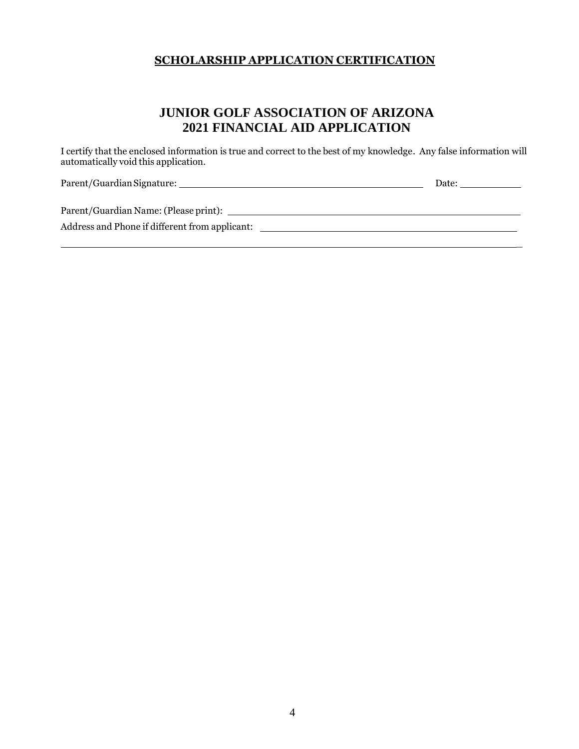**SCHOLARSHIP APPLICATION CERTIFICATION**

# JUNIOR GOLF ASSOCIATION OF ARIZONA
# 2021 FINANCIAL AID APPLICATION

I certify that the enclosed information is true and correct to the best of my knowledge. Any false information will automatically void this application.

Parent/Guardian Signature: _______________________________________________ Date: ____________

Parent/Guardian Name: (Please print): _______________________________________________________

Address and Phone if different from applicant: ___________________________________________

_____________________________________________________________________________________